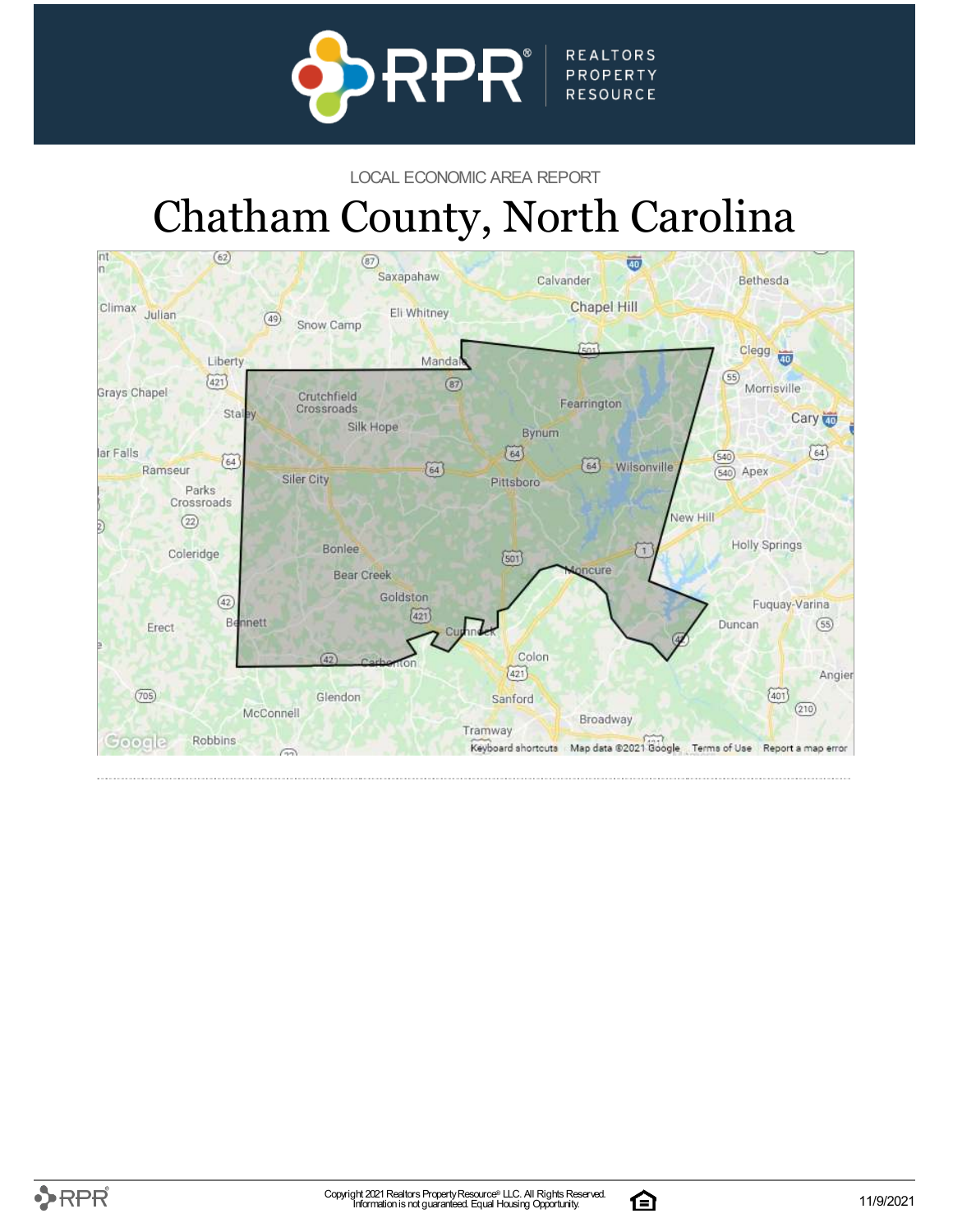LOCAL ECONOMIC AREA REPORT

# Chatham County, North Carolina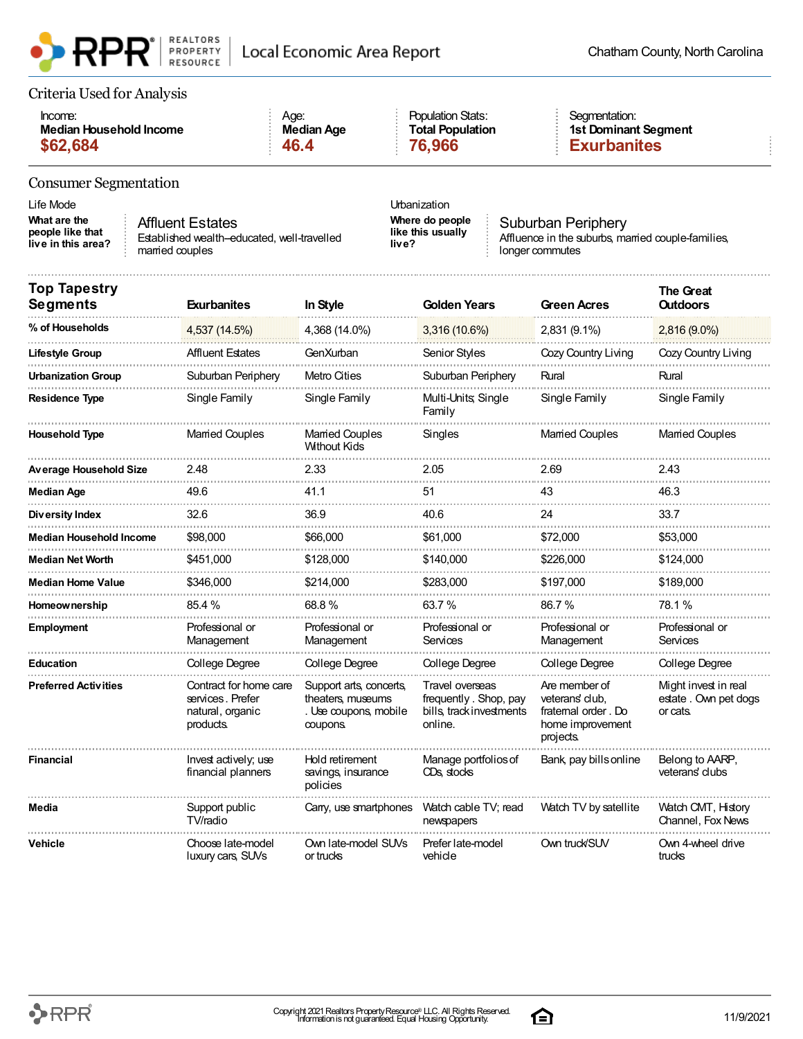## Criteria Used for Analysis

| Income: | Age: | Population Stats: | Segmentation: |
|---|---|---|---|
| **Median Household Income** | **Median Age** | **Total Population** | **1st Dominant Segment** |
| **$62,684** | **46.4** | **76,966** | **Exurbanites** |

## Consumer Segmentation

**Life Mode**

**What are the people like that live in this area?**

**Affluent Estates**
Established wealth–educated, well-travelled married couples

**Urbanization**

**Where do people like this usually live?**

**Suburban Periphery**
Affluence in the suburbs, married couple-families, longer commutes

| Top Tapestry Segments | Exurbanites | In Style | Golden Years | Green Acres | The Great Outdoors |
|---|---|---|---|---|---|
| **% of Households** | 4,537 (14.5%) | 4,368 (14.0%) | 3,316 (10.6%) | 2,831 (9.1%) | 2,816 (9.0%) |
| **Lifestyle Group** | Affluent Estates | GenXurban | Senior Styles | Cozy Country Living | Cozy Country Living |
| **Urbanization Group** | Suburban Periphery | Metro Cities | Suburban Periphery | Rural | Rural |
| **Residence Type** | Single Family | Single Family | Multi-Units; Single Family | Single Family | Single Family |
| **Household Type** | Married Couples | Married Couples Without Kids | Singles | Married Couples | Married Couples |
| **Average Household Size** | 2.48 | 2.33 | 2.05 | 2.69 | 2.43 |
| **Median Age** | 49.6 | 41.1 | 51 | 43 | 46.3 |
| **Diversity Index** | 32.6 | 36.9 | 40.6 | 24 | 33.7 |
| **Median Household Income** | $98,000 | $66,000 | $61,000 | $72,000 | $53,000 |
| **Median Net Worth** | $451,000 | $128,000 | $140,000 | $226,000 | $124,000 |
| **Median Home Value** | $346,000 | $214,000 | $283,000 | $197,000 | $189,000 |
| **Homeownership** | 85.4 % | 68.8 % | 63.7 % | 86.7 % | 78.1 % |
| **Employment** | Professional or Management | Professional or Management | Professional or Services | Professional or Management | Professional or Services |
| **Education** | College Degree | College Degree | College Degree | College Degree | College Degree |
| **Preferred Activities** | Contract for home care services . Prefer natural, organic products. | Support arts, concerts, theaters, museums . Use coupons, mobile coupons. | Travel overseas frequently . Shop, pay bills, track investments online. | Are member of veterans' club, fraternal order . Do home improvement projects. | Might invest in real estate . Own pet dogs or cats. |
| **Financial** | Invest actively; use financial planners | Hold retirement savings, insurance policies | Manage portfolios of CDs, stocks | Bank, pay bills online | Belong to AARP, veterans' clubs |
| **Media** | Support public TV/radio | Carry, use smartphones | Watch cable TV; read newspapers | Watch TV by satellite | Watch CMT, History Channel, Fox News |
| **Vehicle** | Choose late-model luxury cars, SUVs | Own late-model SUVs or trucks | Prefer late-model vehicle | Own truck/SUV | Own 4-wheel drive trucks |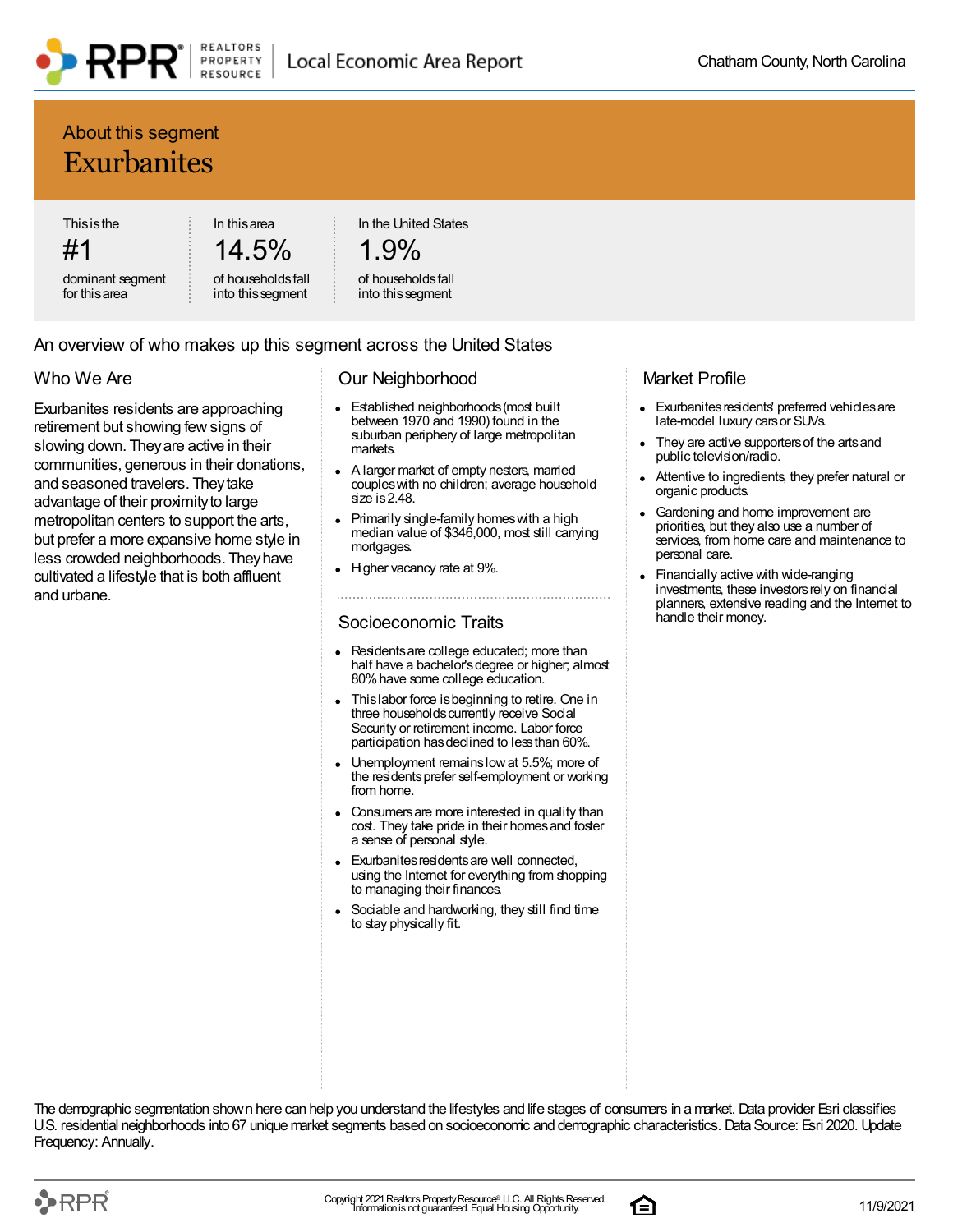About this segment

# Exurbanites

| This is the | In this area | In the United States |
|---|---|---|
| #1 | 14.5% | 1.9% |
| dominant segment for this area | of households fall into this segment | of households fall into this segment |

## An overview of who makes up this segment across the United States

### Who We Are

Exurbanites residents are approaching retirement but showing few signs of slowing down. They are active in their communities, generous in their donations, and seasoned travelers. They take advantage of their proximity to large metropolitan centers to support the arts, but prefer a more expansive home style in less crowded neighborhoods. They have cultivated a lifestyle that is both affluent and urbane.

### Our Neighborhood

- Established neighborhoods (most built between 1970 and 1990) found in the suburban periphery of large metropolitan markets.
- A larger market of empty nesters, married couples with no children; average household size is 2.48.
- Primarily single-family homes with a high median value of $346,000, most still carrying mortgages.
- Higher vacancy rate at 9%.

### Socioeconomic Traits

- Residents are college educated; more than half have a bachelor's degree or higher; almost 80% have some college education.
- This labor force is beginning to retire. One in three households currently receive Social Security or retirement income. Labor force participation has declined to less than 60%.
- Unemployment remains low at 5.5%; more of the residents prefer self-employment or working from home.
- Consumers are more interested in quality than cost. They take pride in their homes and foster a sense of personal style.
- Exurbanites residents are well connected, using the Internet for everything from shopping to managing their finances.
- Sociable and hardworking, they still find time to stay physically fit.

### Market Profile

- Exurbanites residents' preferred vehicles are late-model luxury cars or SUVs.
- They are active supporters of the arts and public television/radio.
- Attentive to ingredients, they prefer natural or organic products.
- Gardening and home improvement are priorities, but they also use a number of services, from home care and maintenance to personal care.
- Financially active with wide-ranging investments, these investors rely on financial planners, extensive reading and the Internet to handle their money.

The demographic segmentation shown here can help you understand the lifestyles and life stages of consumers in a market. Data provider Esri classifies U.S. residential neighborhoods into 67 unique market segments based on socioeconomic and demographic characteristics. Data Source: Esri 2020. Update Frequency: Annually.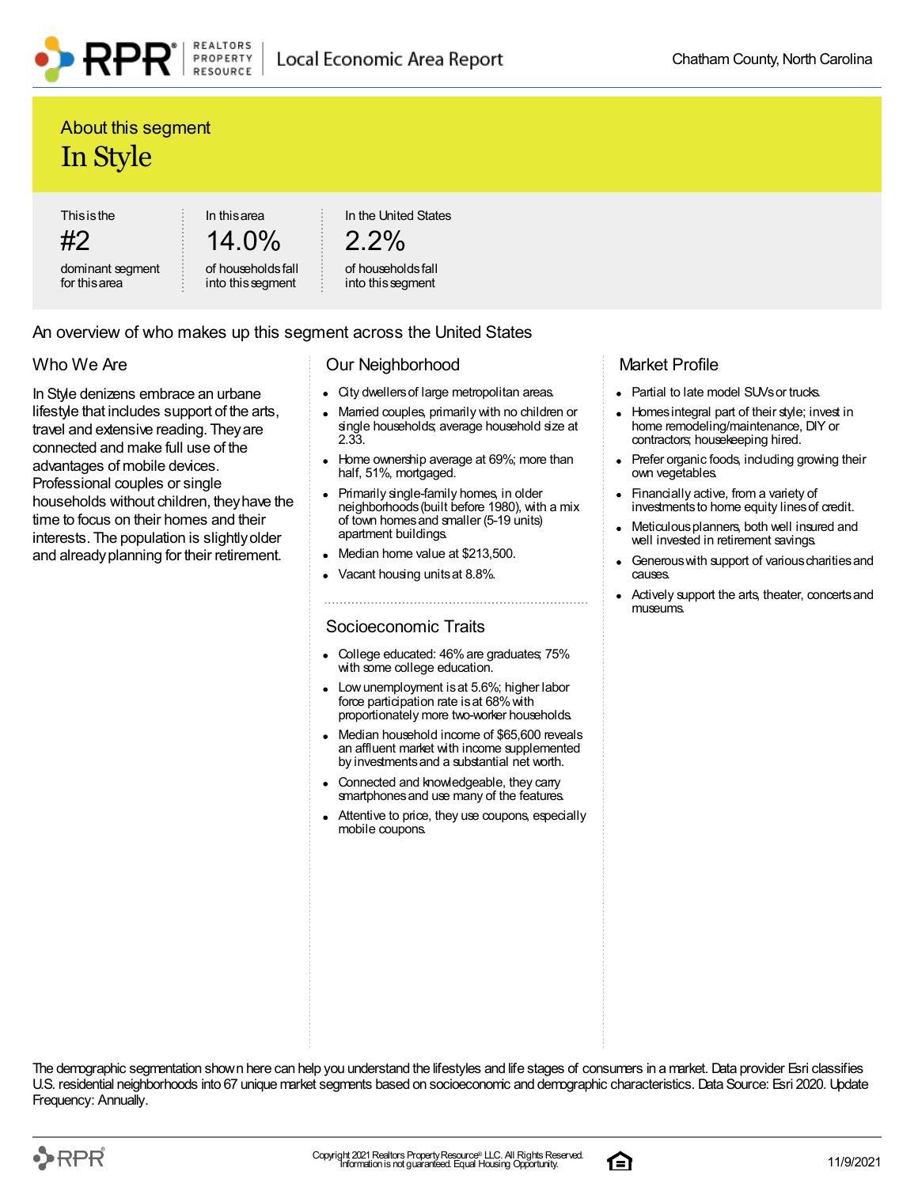## About this segment

# In Style

| This is the | In this area | In the United States |
|---|---|---|
| #2 | 14.0% | 2.2% |
| dominant segment for this area | of households fall into this segment | of households fall into this segment |

## An overview of who makes up this segment across the United States

### Who We Are

In Style denizens embrace an urbane lifestyle that includes support of the arts, travel and extensive reading. They are connected and make full use of the advantages of mobile devices. Professional couples or single households without children, they have the time to focus on their homes and their interests. The population is slightly older and already planning for their retirement.

### Our Neighborhood

- City dwellers of large metropolitan areas.
- Married couples, primarily with no children or single households; average household size at 2.33.
- Home ownership average at 69%; more than half, 51%, mortgaged.
- Primarily single-family homes, in older neighborhoods (built before 1980), with a mix of town homes and smaller (5-19 units) apartment buildings.
- Median home value at $213,500.
- Vacant housing units at 8.8%.

### Socioeconomic Traits

- College educated: 46% are graduates; 75% with some college education.
- Low unemployment is at 5.6%; higher labor force participation rate is at 68% with proportionately more two-worker households.
- Median household income of $65,600 reveals an affluent market with income supplemented by investments and a substantial net worth.
- Connected and knowledgeable, they carry smartphones and use many of the features.
- Attentive to price, they use coupons, especially mobile coupons.

### Market Profile

- Partial to late model SUVs or trucks.
- Homes integral part of their style; invest in home remodeling/maintenance, DIY or contractors; housekeeping hired.
- Prefer organic foods, including growing their own vegetables.
- Financially active, from a variety of investments to home equity lines of credit.
- Meticulous planners, both well insured and well invested in retirement savings.
- Generous with support of various charities and causes.
- Actively support the arts, theater, concerts and museums.

The demographic segmentation shown here can help you understand the lifestyles and life stages of consumers in a market. Data provider Esri classifies U.S. residential neighborhoods into 67 unique market segments based on socioeconomic and demographic characteristics. Data Source: Esri 2020. Update Frequency: Annually.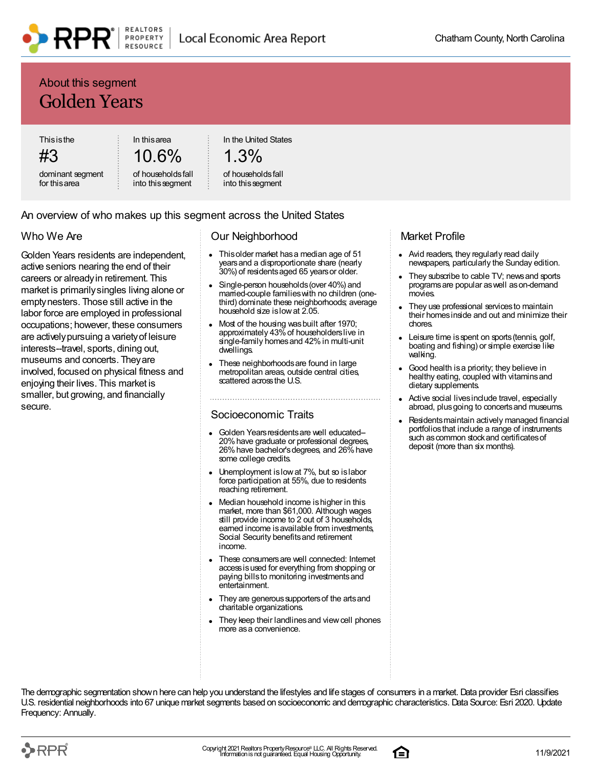## About this segment

# Golden Years

| This is the | In this area | In the United States |
|---|---|---|
| #3 | 10.6% | 1.3% |
| dominant segment for this area | of households fall into this segment | of households fall into this segment |

## An overview of who makes up this segment across the United States

### Who We Are

Golden Years residents are independent, active seniors nearing the end of their careers or already in retirement. This market is primarily singles living alone or empty nesters. Those still active in the labor force are employed in professional occupations; however, these consumers are actively pursuing a variety of leisure interests--travel, sports, dining out, museums and concerts. They are involved, focused on physical fitness and enjoying their lives. This market is smaller, but growing, and financially secure.

### Our Neighborhood

- This older market has a median age of 51 years and a disproportionate share (nearly 30%) of residents aged 65 years or older.
- Single-person households (over 40%) and married-couple families with no children (one-third) dominate these neighborhoods; average household size is low at 2.05.
- Most of the housing was built after 1970; approximately 43% of householders live in single-family homes and 42% in multi-unit dwellings.
- These neighborhoods are found in large metropolitan areas, outside central cities, scattered across the U.S.

### Socioeconomic Traits

- Golden Years residents are well educated–20% have graduate or professional degrees, 26% have bachelor's degrees, and 26% have some college credits.
- Unemployment is low at 7%, but so is labor force participation at 55%, due to residents reaching retirement.
- Median household income is higher in this market, more than $61,000. Although wages still provide income to 2 out of 3 households, earned income is available from investments, Social Security benefits and retirement income.
- These consumers are well connected: Internet access is used for everything from shopping or paying bills to monitoring investments and entertainment.
- They are generous supporters of the arts and charitable organizations.
- They keep their landlines and view cell phones more as a convenience.

### Market Profile

- Avid readers, they regularly read daily newspapers, particularly the Sunday edition.
- They subscribe to cable TV; news and sports programs are popular as well as on-demand movies.
- They use professional services to maintain their homes inside and out and minimize their chores.
- Leisure time is spent on sports (tennis, golf, boating and fishing) or simple exercise like walking.
- Good health is a priority; they believe in healthy eating, coupled with vitamins and dietary supplements.
- Active social lives include travel, especially abroad, plus going to concerts and museums.
- Residents maintain actively managed financial portfolios that include a range of instruments such as common stock and certificates of deposit (more than six months).

The demographic segmentation shown here can help you understand the lifestyles and life stages of consumers in a market. Data provider Esri classifies U.S. residential neighborhoods into 67 unique market segments based on socioeconomic and demographic characteristics. Data Source: Esri 2020. Update Frequency: Annually.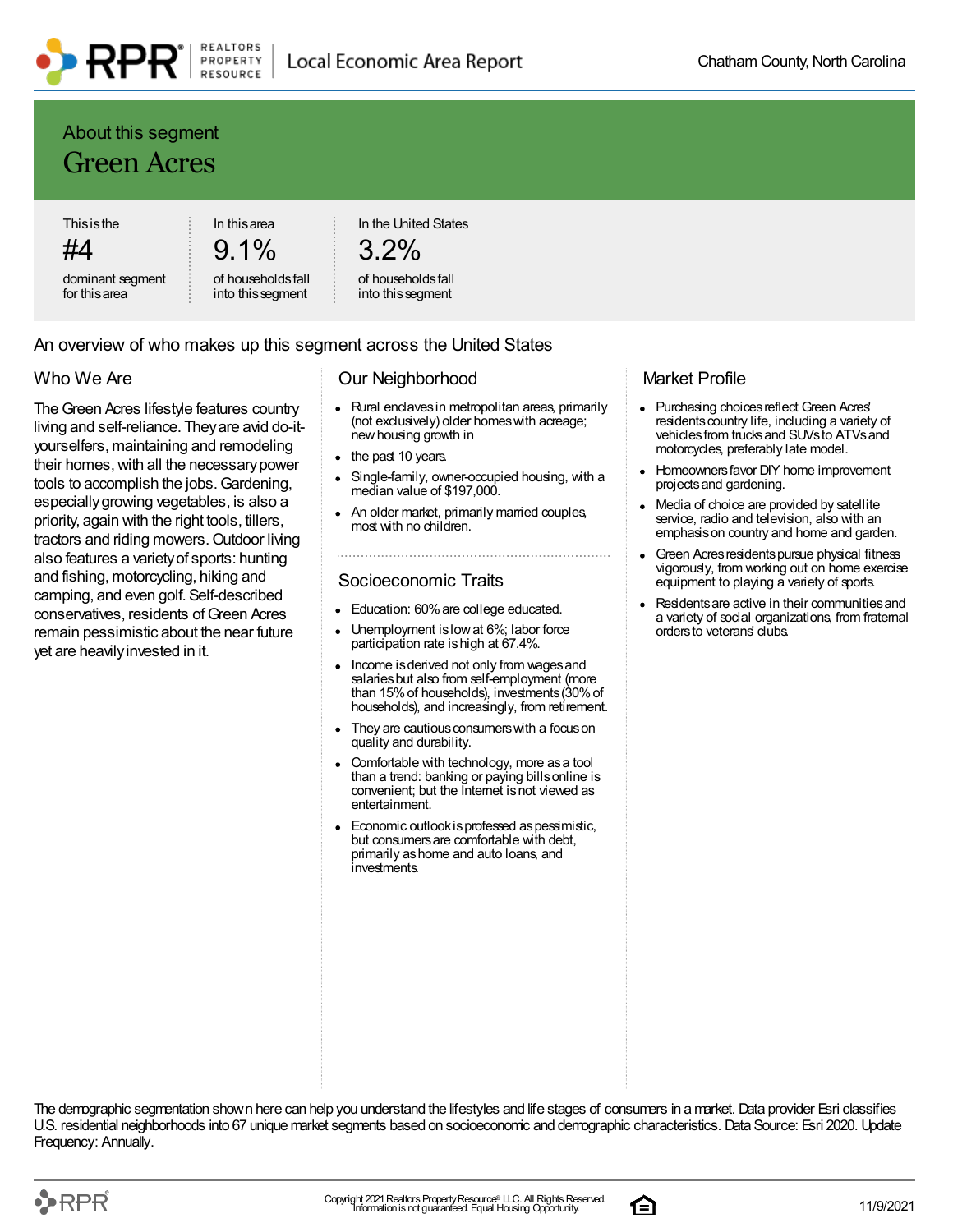## About this segment

# Green Acres

| This is the | In this area | In the United States |
|---|---|---|
| #4 | 9.1% | 3.2% |
| dominant segment for this area | of households fall into this segment | of households fall into this segment |

## An overview of who makes up this segment across the United States

### Who We Are

The Green Acres lifestyle features country living and self-reliance. They are avid do-it-yourselfers, maintaining and remodeling their homes, with all the necessary power tools to accomplish the jobs. Gardening, especially growing vegetables, is also a priority, again with the right tools, tillers, tractors and riding mowers. Outdoor living also features a variety of sports: hunting and fishing, motorcycling, hiking and camping, and even golf. Self-described conservatives, residents of Green Acres remain pessimistic about the near future yet are heavily invested in it.

### Our Neighborhood

- Rural enclaves in metropolitan areas, primarily (not exclusively) older homes with acreage; new housing growth in
- the past 10 years.
- Single-family, owner-occupied housing, with a median value of $197,000.
- An older market, primarily married couples, most with no children.

### Socioeconomic Traits

- Education: 60% are college educated.
- Unemployment is low at 6%; labor force participation rate is high at 67.4%.
- Income is derived not only from wages and salaries but also from self-employment (more than 15% of households), investments (30% of households), and increasingly, from retirement.
- They are cautious consumers with a focus on quality and durability.
- Comfortable with technology, more as a tool than a trend: banking or paying bills online is convenient; but the Internet is not viewed as entertainment.
- Economic outlook is professed as pessimistic, but consumers are comfortable with debt, primarily as home and auto loans, and investments.

### Market Profile

- Purchasing choices reflect Green Acres' residents country life, including a variety of vehicles from trucks and SUVs to ATVs and motorcycles, preferably late model.
- Homeowners favor DIY home improvement projects and gardening.
- Media of choice are provided by satellite service, radio and television, also with an emphasis on country and home and garden.
- Green Acres residents pursue physical fitness vigorously, from working out on home exercise equipment to playing a variety of sports.
- Residents are active in their communities and a variety of social organizations, from fraternal orders to veterans' clubs.

The demographic segmentation shown here can help you understand the lifestyles and life stages of consumers in a market. Data provider Esri classifies U.S. residential neighborhoods into 67 unique market segments based on socioeconomic and demographic characteristics. Data Source: Esri 2020. Update Frequency: Annually.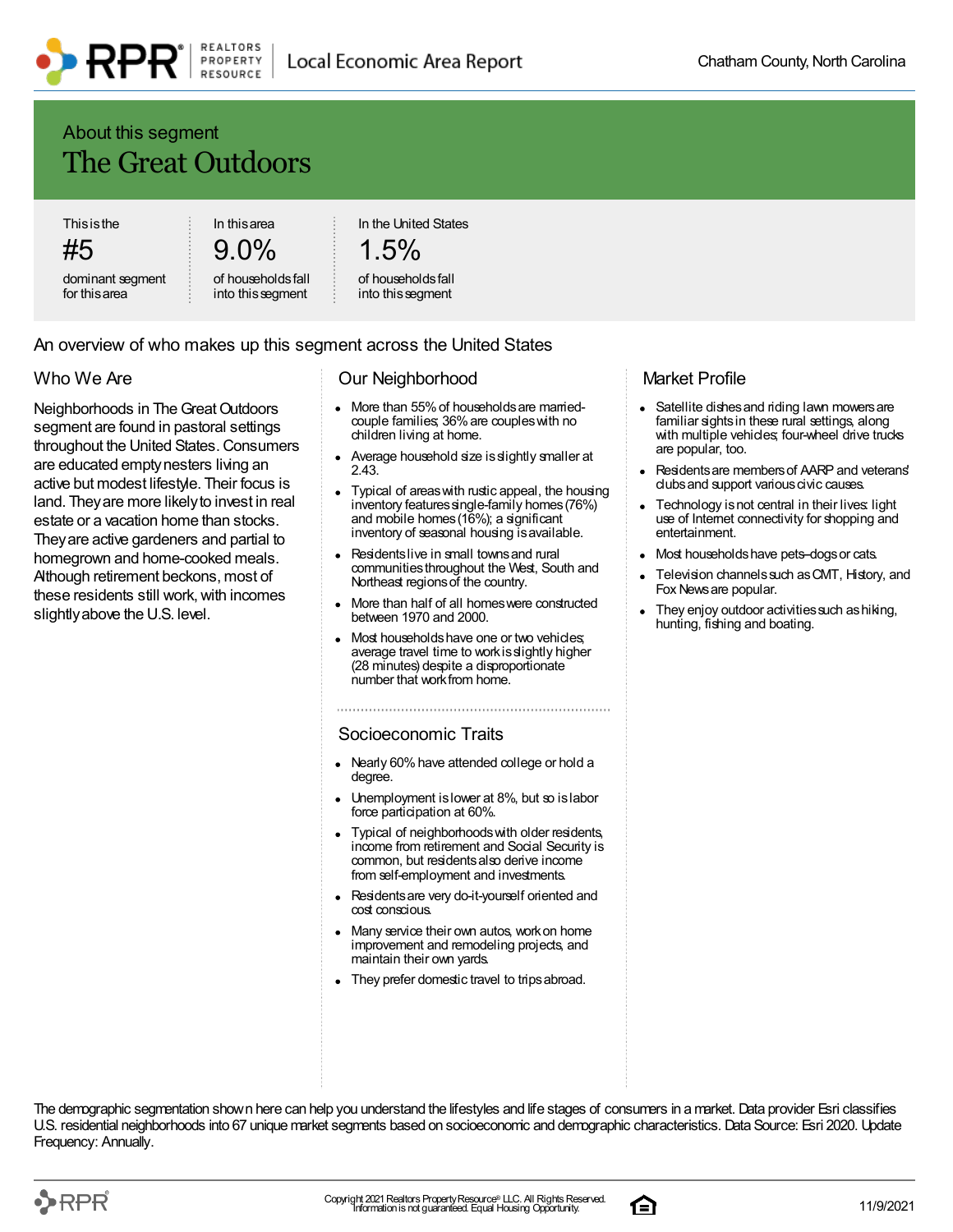## About this segment

# The Great Outdoors

| This is the | In this area | In the United States |
|---|---|---|
| #5 | 9.0% | 1.5% |
| dominant segment for this area | of households fall into this segment | of households fall into this segment |

## An overview of who makes up this segment across the United States

### Who We Are

Neighborhoods in The Great Outdoors segment are found in pastoral settings throughout the United States. Consumers are educated empty nesters living an active but modest lifestyle. Their focus is land. They are more likely to invest in real estate or a vacation home than stocks. They are active gardeners and partial to homegrown and home-cooked meals. Although retirement beckons, most of these residents still work, with incomes slightly above the U.S. level.

### Our Neighborhood

- More than 55% of households are married-couple families; 36% are couples with no children living at home.
- Average household size is slightly smaller at 2.43.
- Typical of areas with rustic appeal, the housing inventory features single-family homes (76%) and mobile homes (16%); a significant inventory of seasonal housing is available.
- Residents live in small towns and rural communities throughout the West, South and Northeast regions of the country.
- More than half of all homes were constructed between 1970 and 2000.
- Most households have one or two vehicles; average travel time to work is slightly higher (28 minutes) despite a disproportionate number that work from home.

### Socioeconomic Traits

- Nearly 60% have attended college or hold a degree.
- Unemployment is lower at 8%, but so is labor force participation at 60%.
- Typical of neighborhoods with older residents, income from retirement and Social Security is common, but residents also derive income from self-employment and investments.
- Residents are very do-it-yourself oriented and cost conscious.
- Many service their own autos, work on home improvement and remodeling projects, and maintain their own yards.
- They prefer domestic travel to trips abroad.

### Market Profile

- Satellite dishes and riding lawn mowers are familiar sights in these rural settings, along with multiple vehicles; four-wheel drive trucks are popular, too.
- Residents are members of AARP and veterans' clubs and support various civic causes.
- Technology is not central in their lives: light use of Internet connectivity for shopping and entertainment.
- Most households have pets–dogs or cats.
- Television channels such as CMT, History, and Fox News are popular.
- They enjoy outdoor activities such as hiking, hunting, fishing and boating.

The demographic segmentation shown here can help you understand the lifestyles and life stages of consumers in a market. Data provider Esri classifies U.S. residential neighborhoods into 67 unique market segments based on socioeconomic and demographic characteristics. Data Source: Esri 2020. Update Frequency: Annually.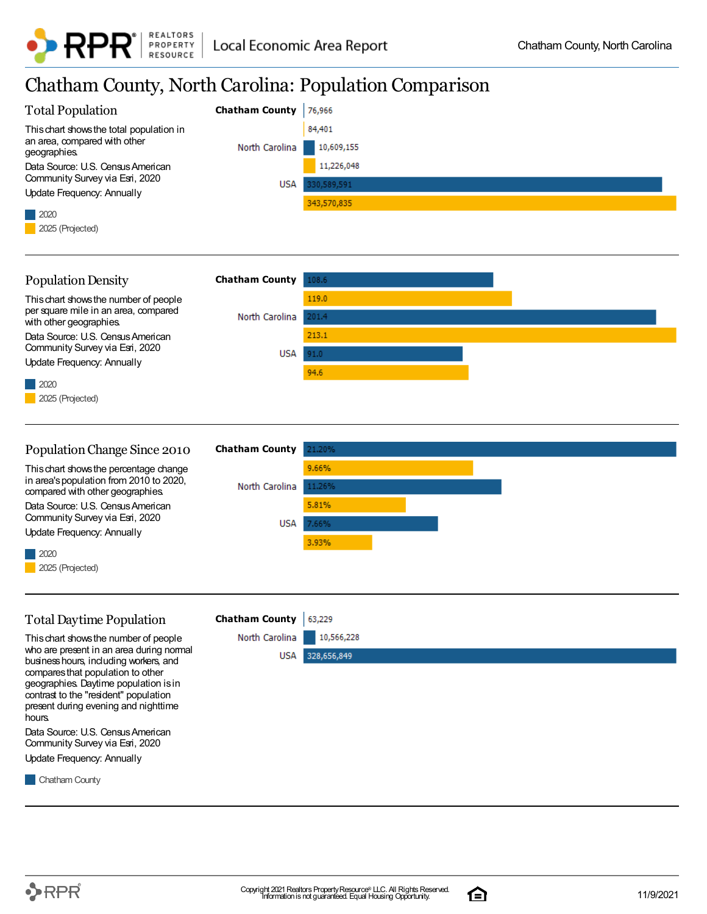# Chatham County, North Carolina: Population Comparison

## Total Population

This chart shows the total population in an area, compared with other geographies.

Data Source: U.S. Census American Community Survey via Esri, 2020

Update Frequency: Annually

| | 2020 | 2025 (Projected) |
|---|---|---|
| Chatham County | 76,966 | 84,401 |
| North Carolina | 10,609,155 | 11,226,048 |
| USA | 330,589,591 | 343,570,835 |

## Population Density

This chart shows the number of people per square mile in an area, compared with other geographies.

Data Source: U.S. Census American Community Survey via Esri, 2020

Update Frequency: Annually

| | 2020 | 2025 (Projected) |
|---|---|---|
| Chatham County | 108.6 | 119.0 |
| North Carolina | 201.4 | 213.1 |
| USA | 91.0 | 94.6 |

## Population Change Since 2010

This chart shows the percentage change in area's population from 2010 to 2020, compared with other geographies.

Data Source: U.S. Census American Community Survey via Esri, 2020

Update Frequency: Annually

| | 2020 | 2025 (Projected) |
|---|---|---|
| Chatham County | 21.20% | 9.66% |
| North Carolina | 11.26% | 5.81% |
| USA | 7.66% | 3.93% |

## Total Daytime Population

This chart shows the number of people who are present in an area during normal business hours, including workers, and compares that population to other geographies. Daytime population is in contrast to the "resident" population present during evening and nighttime hours.

Data Source: U.S. Census American Community Survey via Esri, 2020

Update Frequency: Annually

| | Chatham County |
|---|---|
| Chatham County | 63,229 |
| North Carolina | 10,566,228 |
| USA | 328,656,849 |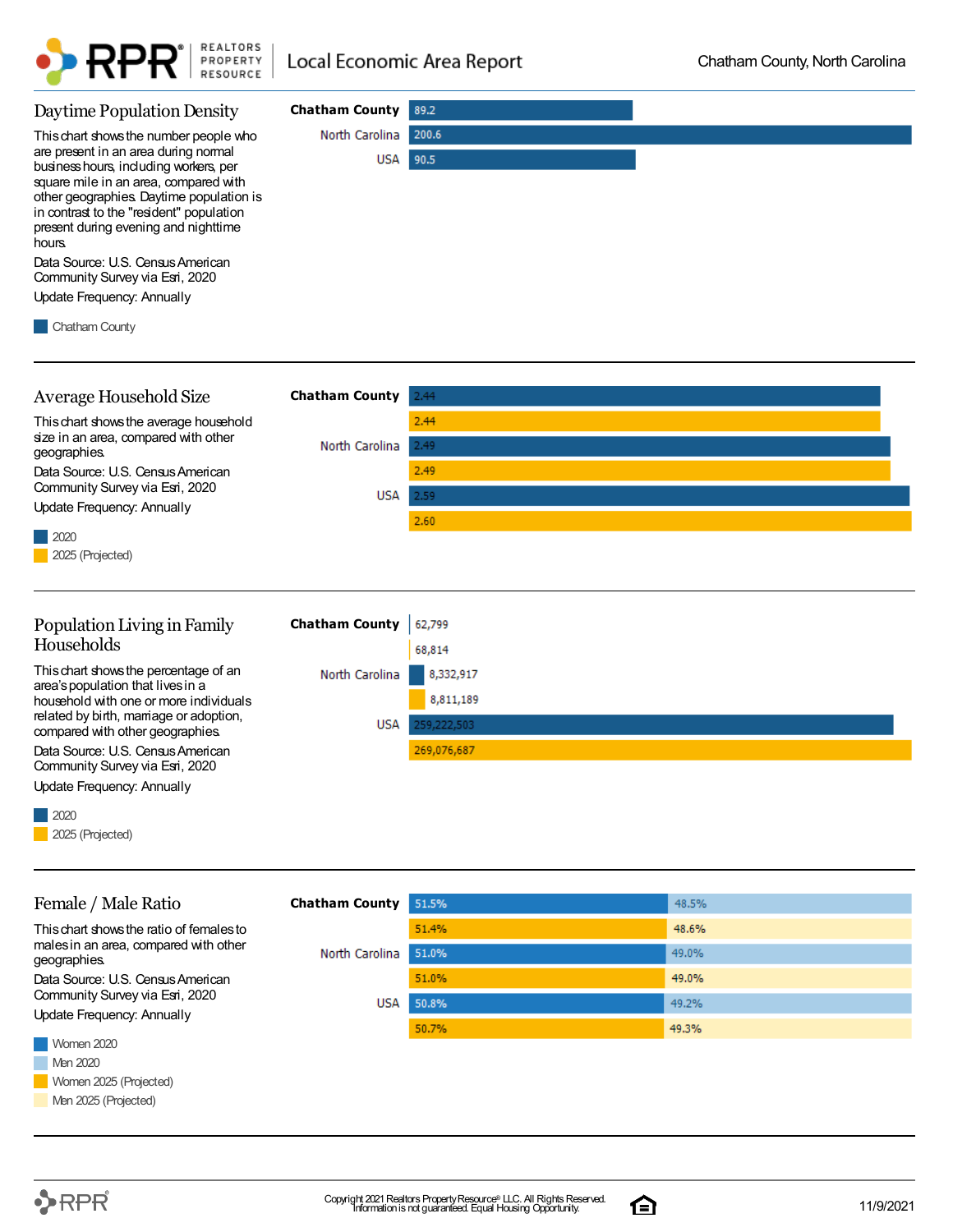## Daytime Population Density

This chart shows the number people who are present in an area during normal business hours, including workers, per square mile in an area, compared with other geographies. Daytime population is in contrast to the "resident" population present during evening and nighttime hours.

Data Source: U.S. Census American Community Survey via Esri, 2020

Update Frequency: Annually

| | Chatham County |
|---|---|
| Chatham County | 89.2 |
| North Carolina | 200.6 |
| USA | 90.5 |

## Average Household Size

This chart shows the average household size in an area, compared with other geographies.

Data Source: U.S. Census American Community Survey via Esri, 2020

Update Frequency: Annually

| | 2020 | 2025 (Projected) |
|---|---|---|
| Chatham County | 2.44 | 2.44 |
| North Carolina | 2.49 | 2.49 |
| USA | 2.59 | 2.60 |

## Population Living in Family Households

This chart shows the percentage of an area's population that lives in a household with one or more individuals related by birth, marriage or adoption, compared with other geographies.

Data Source: U.S. Census American Community Survey via Esri, 2020

Update Frequency: Annually

| | 2020 | 2025 (Projected) |
|---|---|---|
| Chatham County | 62,799 | 68,814 |
| North Carolina | 8,332,917 | 8,811,189 |
| USA | 259,222,503 | 269,076,687 |

## Female / Male Ratio

This chart shows the ratio of females to males in an area, compared with other geographies.

Data Source: U.S. Census American Community Survey via Esri, 2020

Update Frequency: Annually

| | Women 2020 | Men 2020 | Women 2025 (Projected) | Men 2025 (Projected) |
|---|---|---|---|---|
| Chatham County | 51.5% | 48.5% | 51.4% | 48.6% |
| North Carolina | 51.0% | 49.0% | 51.0% | 49.0% |
| USA | 50.8% | 49.2% | 50.7% | 49.3% |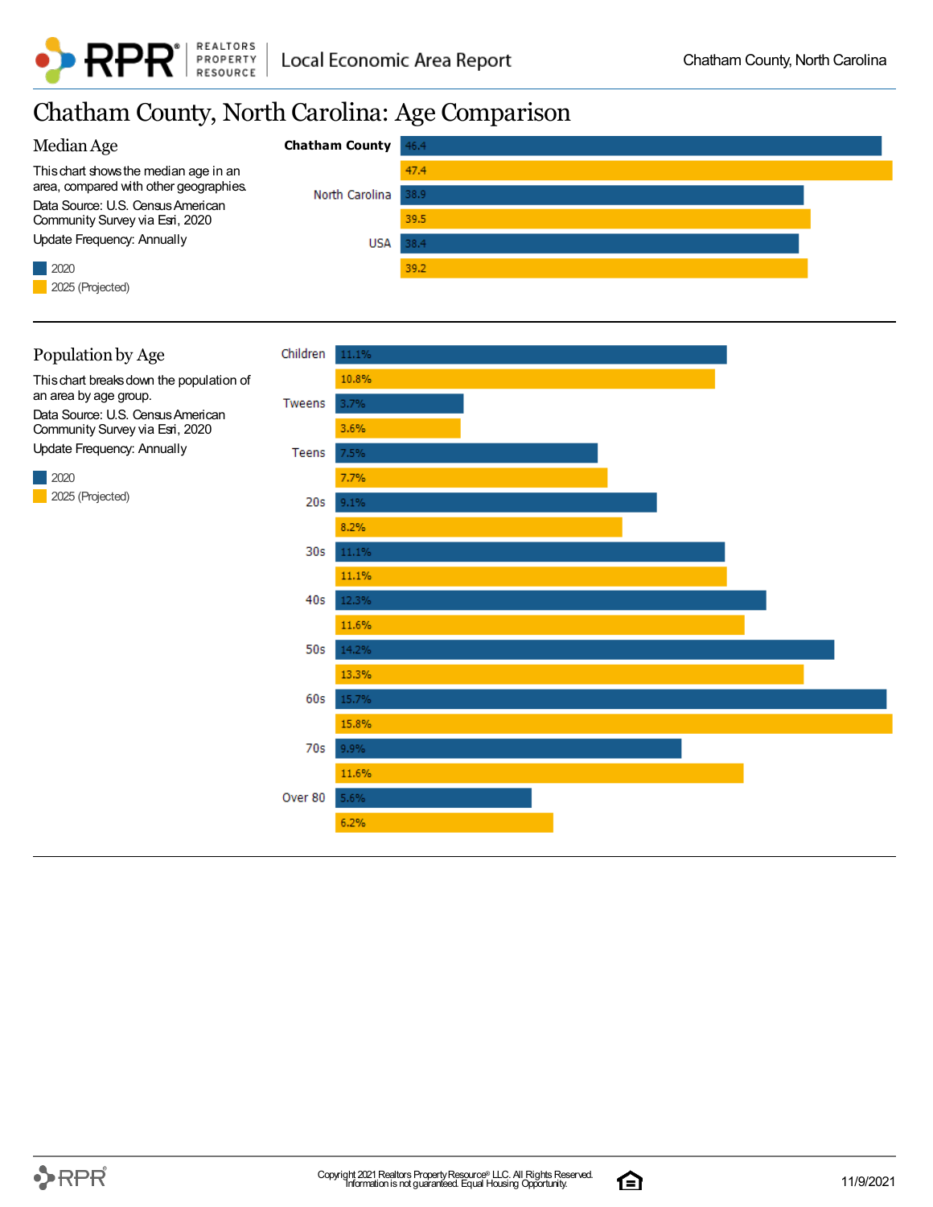# Chatham County, North Carolina: Age Comparison

## Median Age

This chart shows the median age in an area, compared with other geographies.

Data Source: U.S. Census American Community Survey via Esri, 2020

Update Frequency: Annually

| Geography | 2020 | 2025 (Projected) |
|---|---|---|
| **Chatham County** | 46.4 | 47.4 |
| North Carolina | 38.9 | 39.5 |
| USA | 38.4 | 39.2 |

## Population by Age

This chart breaks down the population of an area by age group.

Data Source: U.S. Census American Community Survey via Esri, 2020

Update Frequency: Annually

| Age Group | 2020 | 2025 (Projected) |
|---|---|---|
| Children | 11.1% | 10.8% |
| Tweens | 3.7% | 3.6% |
| Teens | 7.5% | 7.7% |
| 20s | 9.1% | 8.2% |
| 30s | 11.1% | 11.1% |
| 40s | 12.3% | 11.6% |
| 50s | 14.2% | 13.3% |
| 60s | 15.7% | 15.8% |
| 70s | 9.9% | 11.6% |
| Over 80 | 5.6% | 6.2% |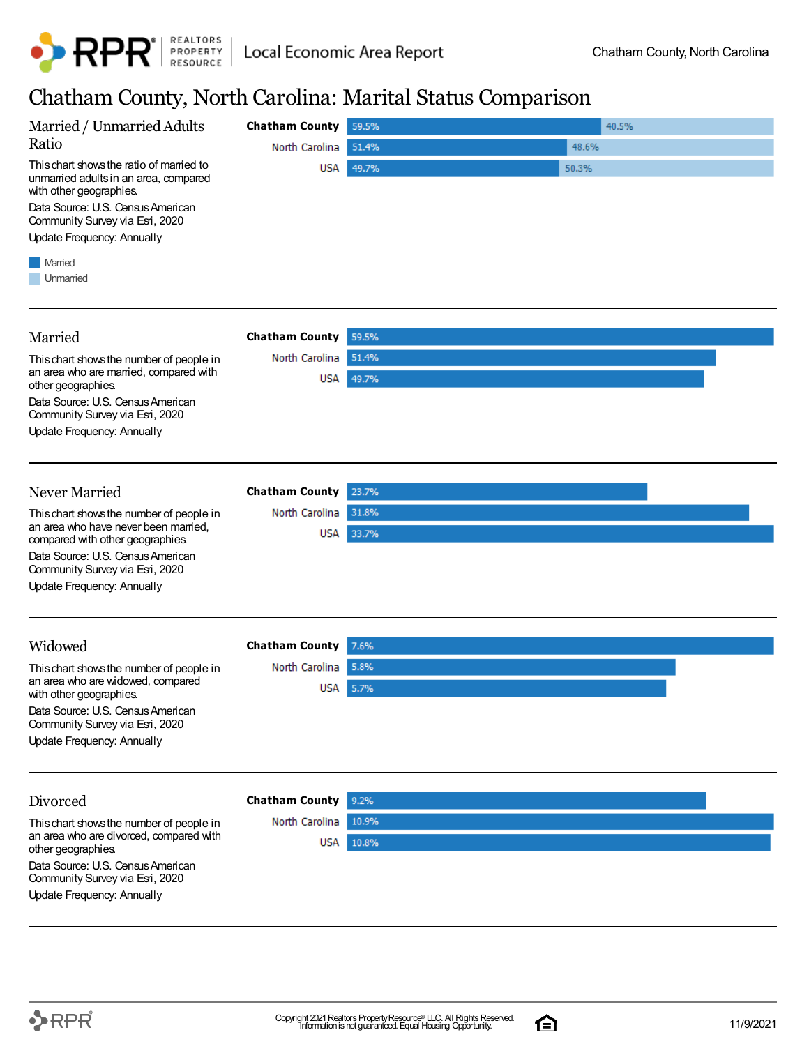# Chatham County, North Carolina: Marital Status Comparison

## Married / Unmarried Adults Ratio

This chart shows the ratio of married to unmarried adults in an area, compared with other geographies.

Data Source: U.S. Census American Community Survey via Esri, 2020

Update Frequency: Annually

| | Married | Unmarried |
|---|---|---|
| **Chatham County** | 59.5% | 40.5% |
| North Carolina | 51.4% | 48.6% |
| USA | 49.7% | 50.3% |

## Married

This chart shows the number of people in an area who are married, compared with other geographies.

Data Source: U.S. Census American Community Survey via Esri, 2020

Update Frequency: Annually

| | Married |
|---|---|
| **Chatham County** | 59.5% |
| North Carolina | 51.4% |
| USA | 49.7% |

## Never Married

This chart shows the number of people in an area who have never been married, compared with other geographies.

Data Source: U.S. Census American Community Survey via Esri, 2020

Update Frequency: Annually

| | Never Married |
|---|---|
| **Chatham County** | 23.7% |
| North Carolina | 31.8% |
| USA | 33.7% |

## Widowed

This chart shows the number of people in an area who are widowed, compared with other geographies.

Data Source: U.S. Census American Community Survey via Esri, 2020

Update Frequency: Annually

| | Widowed |
|---|---|
| **Chatham County** | 7.6% |
| North Carolina | 5.8% |
| USA | 5.7% |

## Divorced

This chart shows the number of people in an area who are divorced, compared with other geographies.

Data Source: U.S. Census American Community Survey via Esri, 2020

Update Frequency: Annually

| | Divorced |
|---|---|
| **Chatham County** | 9.2% |
| North Carolina | 10.9% |
| USA | 10.8% |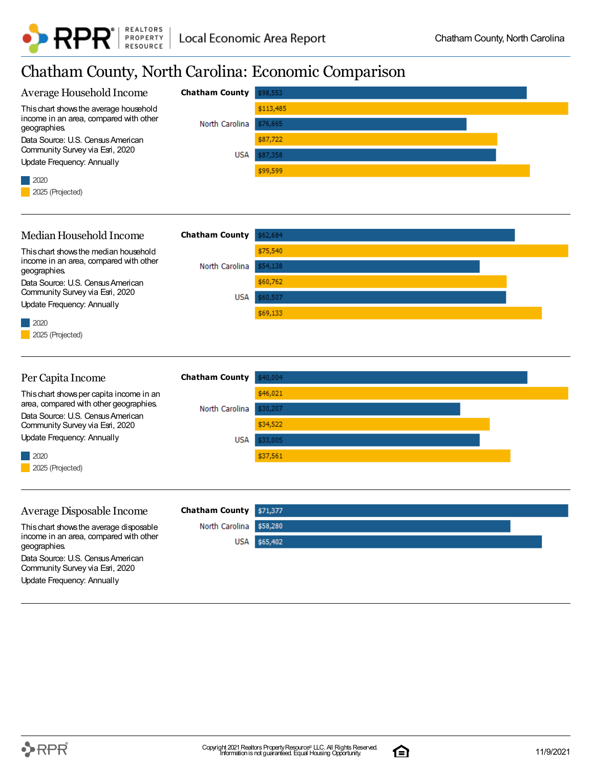# Chatham County, North Carolina: Economic Comparison

## Average Household Income

This chart shows the average household income in an area, compared with other geographies.

Data Source: U.S. Census American Community Survey via Esri, 2020

Update Frequency: Annually

| Geography | 2020 | 2025 (Projected) |
|---|---|---|
| Chatham County | $98,553 | $113,485 |
| North Carolina | $76,665 | $87,722 |
| USA | $87,358 | $99,599 |

## Median Household Income

This chart shows the median household income in an area, compared with other geographies.

Data Source: U.S. Census American Community Survey via Esri, 2020

Update Frequency: Annually

| Geography | 2020 | 2025 (Projected) |
|---|---|---|
| Chatham County | $62,684 | $75,540 |
| North Carolina | $54,138 | $60,762 |
| USA | $60,507 | $69,133 |

## Per Capita Income

This chart shows per capita income in an area, compared with other geographies.

Data Source: U.S. Census American Community Survey via Esri, 2020

Update Frequency: Annually

| Geography | 2020 | 2025 (Projected) |
|---|---|---|
| Chatham County | $40,004 | $46,021 |
| North Carolina | $30,207 | $34,522 |
| USA | $33,005 | $37,561 |

## Average Disposable Income

This chart shows the average disposable income in an area, compared with other geographies.

Data Source: U.S. Census American Community Survey via Esri, 2020

Update Frequency: Annually

| Geography | Average Disposable Income |
|---|---|
| Chatham County | $71,377 |
| North Carolina | $58,280 |
| USA | $65,402 |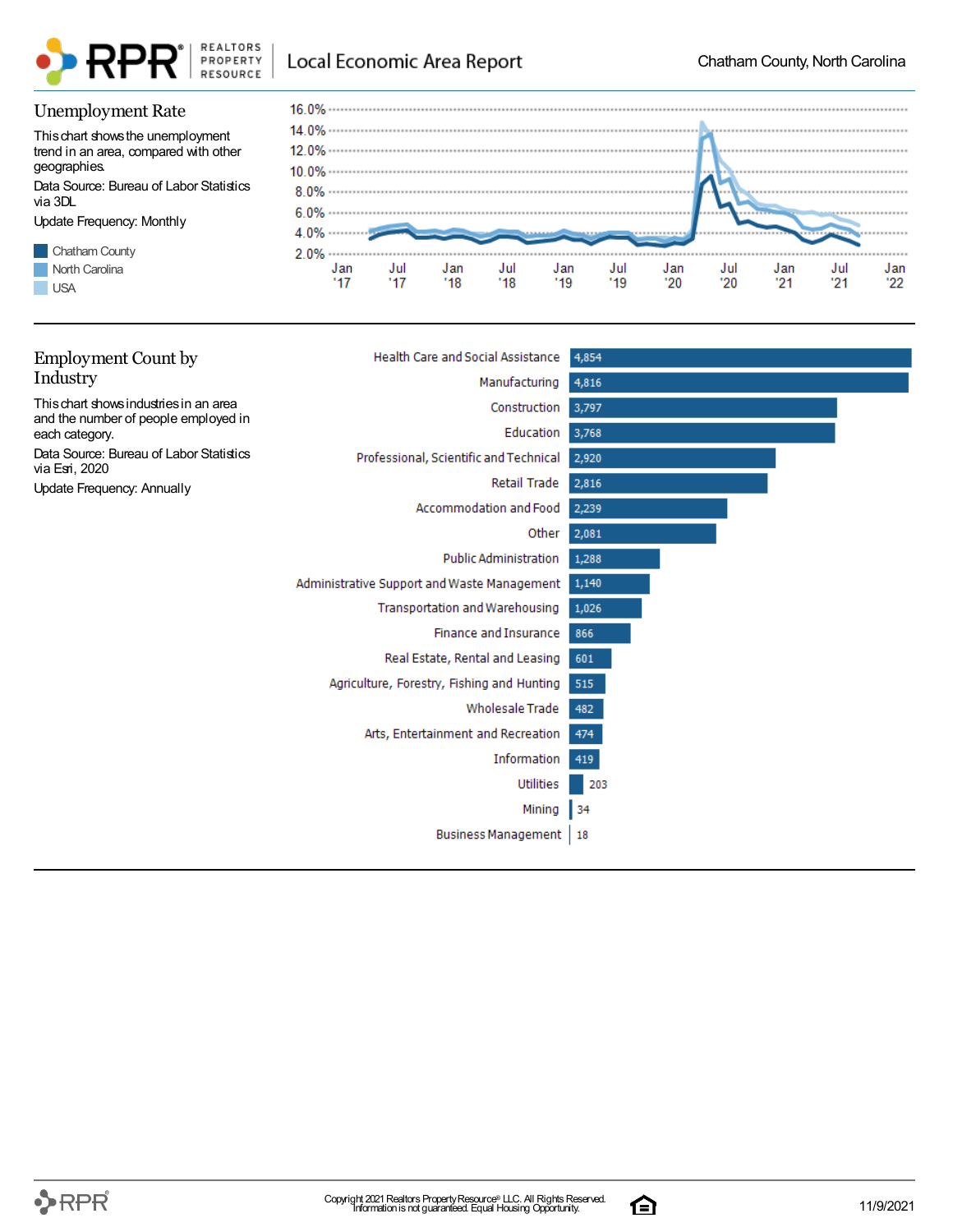## Unemployment Rate

This chart shows the unemployment trend in an area, compared with other geographies.

Data Source: Bureau of Labor Statistics via 3DL

Update Frequency: Monthly

- Chatham County
- North Carolina
- USA

## Employment Count by Industry

This chart shows industries in an area and the number of people employed in each category.

Data Source: Bureau of Labor Statistics via Esri, 2020

Update Frequency: Annually

| Industry | Employment Count |
|---|---|
| Health Care and Social Assistance | 4,854 |
| Manufacturing | 4,816 |
| Construction | 3,797 |
| Education | 3,768 |
| Professional, Scientific and Technical | 2,920 |
| Retail Trade | 2,816 |
| Accommodation and Food | 2,239 |
| Other | 2,081 |
| Public Administration | 1,288 |
| Administrative Support and Waste Management | 1,140 |
| Transportation and Warehousing | 1,026 |
| Finance and Insurance | 866 |
| Real Estate, Rental and Leasing | 601 |
| Agriculture, Forestry, Fishing and Hunting | 515 |
| Wholesale Trade | 482 |
| Arts, Entertainment and Recreation | 474 |
| Information | 419 |
| Utilities | 203 |
| Mining | 34 |
| Business Management | 18 |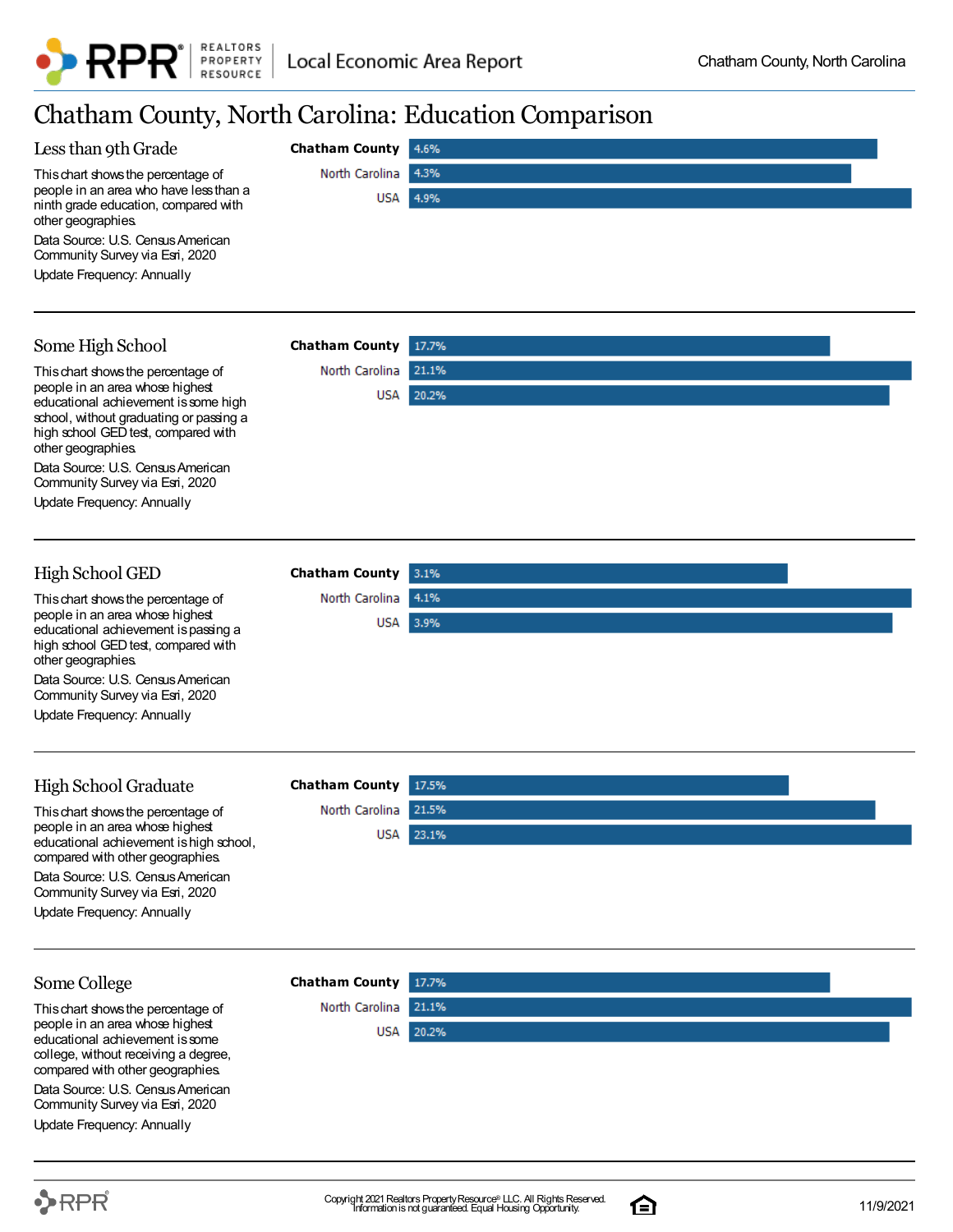# Chatham County, North Carolina: Education Comparison

## Less than 9th Grade

This chart shows the percentage of people in an area who have less than a ninth grade education, compared with other geographies.

Data Source: U.S. Census American Community Survey via Esri, 2020

Update Frequency: Annually

| Geography | Percentage |
|---|---|
| **Chatham County** | 4.6% |
| North Carolina | 4.3% |
| USA | 4.9% |

## Some High School

This chart shows the percentage of people in an area whose highest educational achievement is some high school, without graduating or passing a high school GED test, compared with other geographies.

Data Source: U.S. Census American Community Survey via Esri, 2020

Update Frequency: Annually

| Geography | Percentage |
|---|---|
| **Chatham County** | 17.7% |
| North Carolina | 21.1% |
| USA | 20.2% |

## High School GED

This chart shows the percentage of people in an area whose highest educational achievement is passing a high school GED test, compared with other geographies.

Data Source: U.S. Census American Community Survey via Esri, 2020

Update Frequency: Annually

| Geography | Percentage |
|---|---|
| **Chatham County** | 3.1% |
| North Carolina | 4.1% |
| USA | 3.9% |

## High School Graduate

This chart shows the percentage of people in an area whose highest educational achievement is high school, compared with other geographies.

Data Source: U.S. Census American Community Survey via Esri, 2020

Update Frequency: Annually

| Geography | Percentage |
|---|---|
| **Chatham County** | 17.5% |
| North Carolina | 21.5% |
| USA | 23.1% |

## Some College

This chart shows the percentage of people in an area whose highest educational achievement is some college, without receiving a degree, compared with other geographies.

Data Source: U.S. Census American Community Survey via Esri, 2020

Update Frequency: Annually

| Geography | Percentage |
|---|---|
| **Chatham County** | 17.7% |
| North Carolina | 21.1% |
| USA | 20.2% |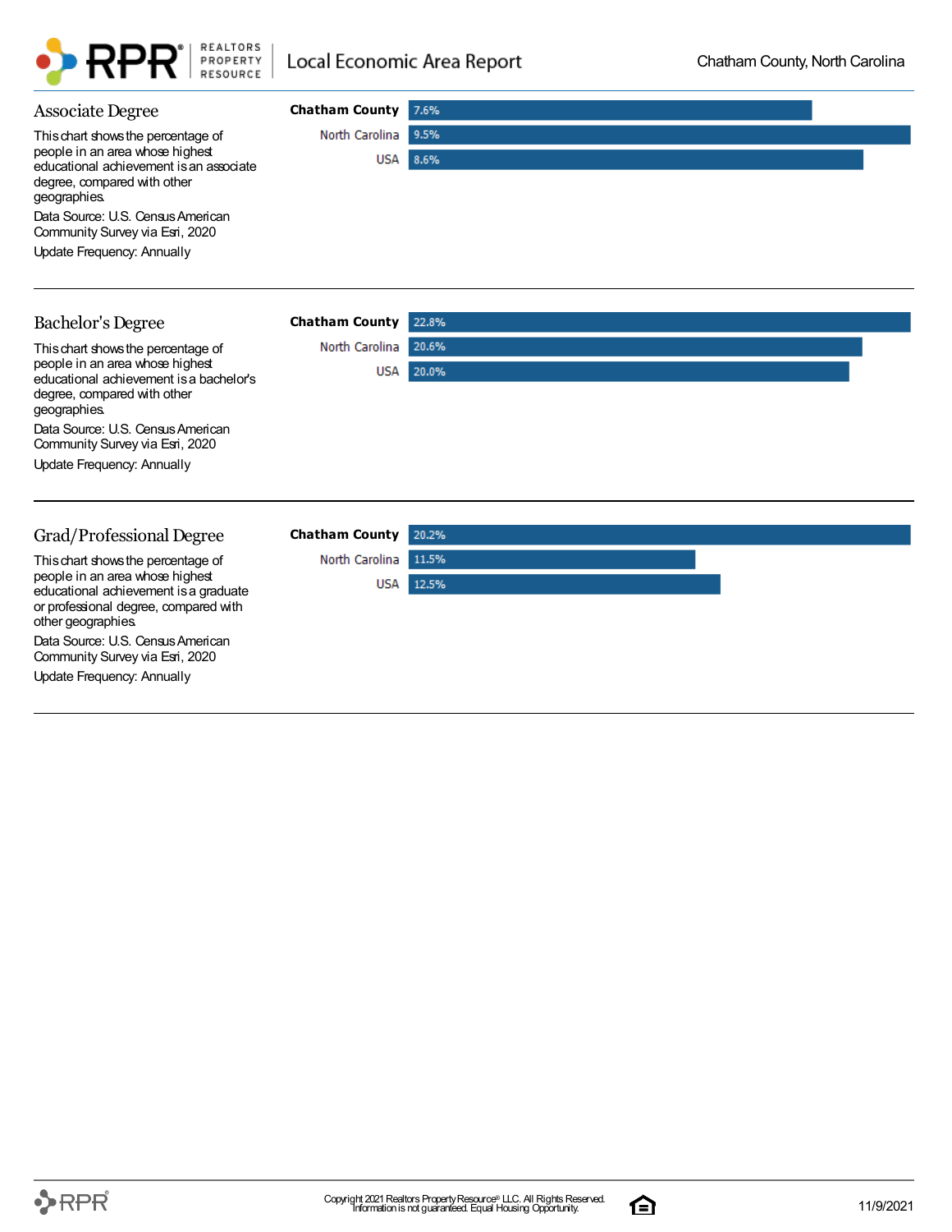## Associate Degree

This chart shows the percentage of people in an area whose highest educational achievement is an associate degree, compared with other geographies.

Data Source: U.S. Census American Community Survey via Esri, 2020

Update Frequency: Annually

| Area | Percentage |
| --- | --- |
| Chatham County | 7.6% |
| North Carolina | 9.5% |
| USA | 8.6% |

## Bachelor's Degree

This chart shows the percentage of people in an area whose highest educational achievement is a bachelor's degree, compared with other geographies.

Data Source: U.S. Census American Community Survey via Esri, 2020

Update Frequency: Annually

| Area | Percentage |
| --- | --- |
| Chatham County | 22.8% |
| North Carolina | 20.6% |
| USA | 20.0% |

## Grad/Professional Degree

This chart shows the percentage of people in an area whose highest educational achievement is a graduate or professional degree, compared with other geographies.

Data Source: U.S. Census American Community Survey via Esri, 2020

Update Frequency: Annually

| Area | Percentage |
| --- | --- |
| Chatham County | 20.2% |
| North Carolina | 11.5% |
| USA | 12.5% |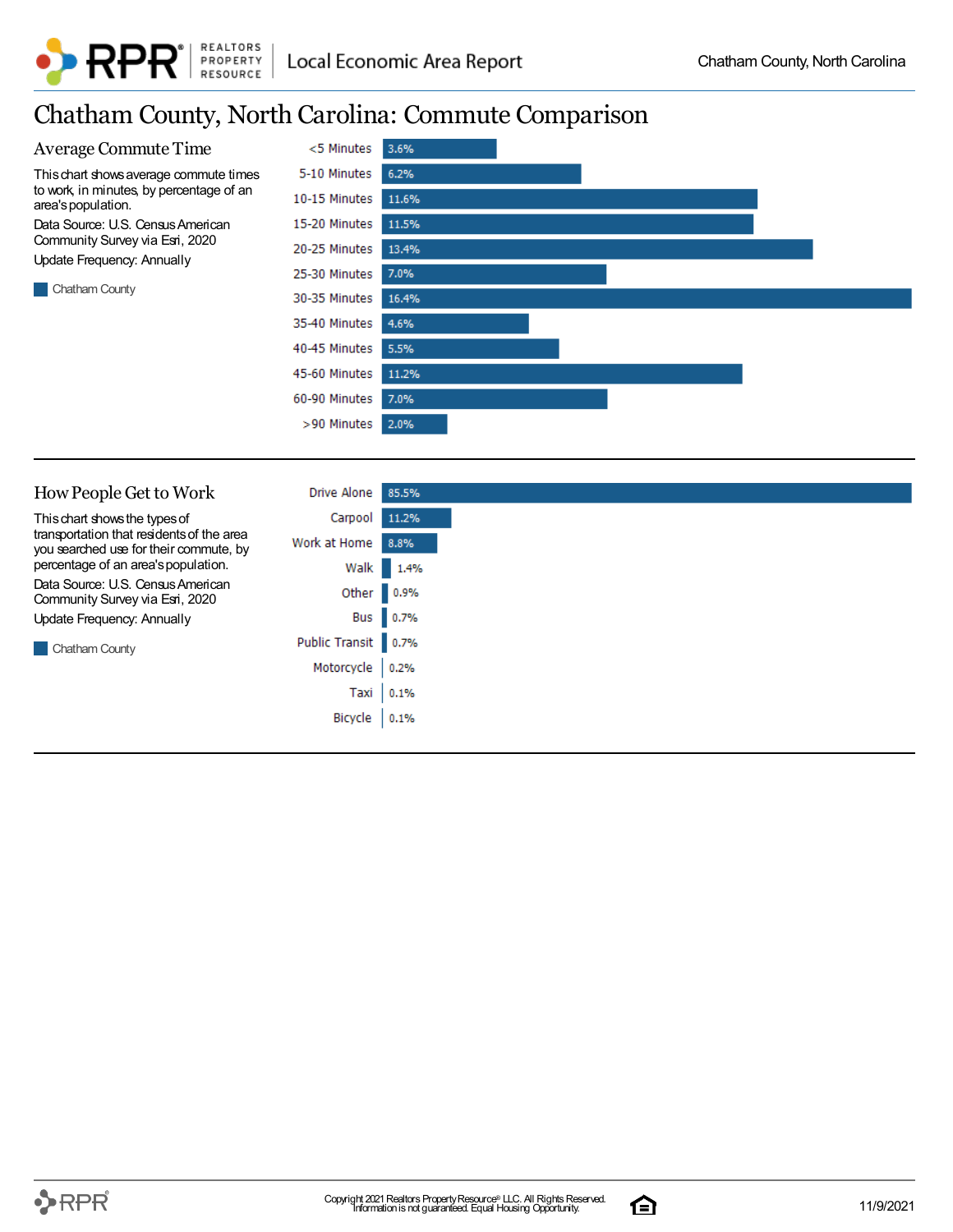# Chatham County, North Carolina: Commute Comparison

## Average Commute Time

This chart shows average commute times to work, in minutes, by percentage of an area's population.

Data Source: U.S. Census American Community Survey via Esri, 2020

Update Frequency: Annually

| Commute Time | Chatham County |
|---|---|
| <5 Minutes | 3.6% |
| 5-10 Minutes | 6.2% |
| 10-15 Minutes | 11.6% |
| 15-20 Minutes | 11.5% |
| 20-25 Minutes | 13.4% |
| 25-30 Minutes | 7.0% |
| 30-35 Minutes | 16.4% |
| 35-40 Minutes | 4.6% |
| 40-45 Minutes | 5.5% |
| 45-60 Minutes | 11.2% |
| 60-90 Minutes | 7.0% |
| >90 Minutes | 2.0% |

## How People Get to Work

This chart shows the types of transportation that residents of the area you searched use for their commute, by percentage of an area's population.

Data Source: U.S. Census American Community Survey via Esri, 2020

Update Frequency: Annually

| Transportation | Chatham County |
|---|---|
| Drive Alone | 85.5% |
| Carpool | 11.2% |
| Work at Home | 8.8% |
| Walk | 1.4% |
| Other | 0.9% |
| Bus | 0.7% |
| Public Transit | 0.7% |
| Motorcycle | 0.2% |
| Taxi | 0.1% |
| Bicycle | 0.1% |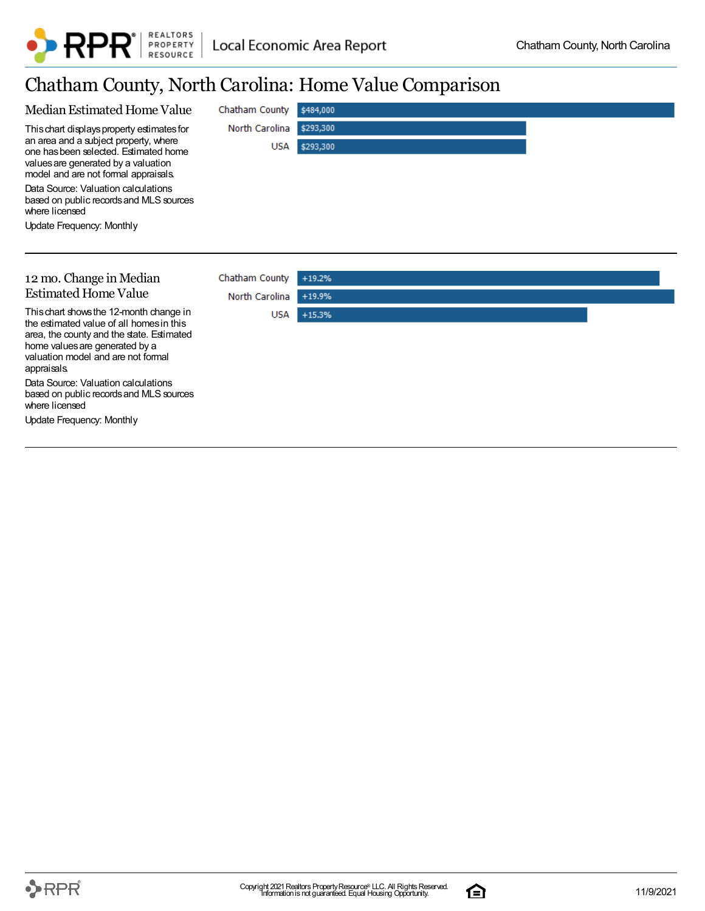# Chatham County, North Carolina: Home Value Comparison

## Median Estimated Home Value

This chart displays property estimates for an area and a subject property, where one has been selected. Estimated home values are generated by a valuation model and are not formal appraisals.

Data Source: Valuation calculations based on public records and MLS sources where licensed

Update Frequency: Monthly

| Area | Median Estimated Home Value |
|---|---|
| Chatham County | $484,000 |
| North Carolina | $293,300 |
| USA | $293,300 |

## 12 mo. Change in Median Estimated Home Value

This chart shows the 12-month change in the estimated value of all homes in this area, the county and the state. Estimated home values are generated by a valuation model and are not formal appraisals.

Data Source: Valuation calculations based on public records and MLS sources where licensed

Update Frequency: Monthly

| Area | 12 mo. Change |
|---|---|
| Chatham County | +19.2% |
| North Carolina | +19.9% |
| USA | +15.3% |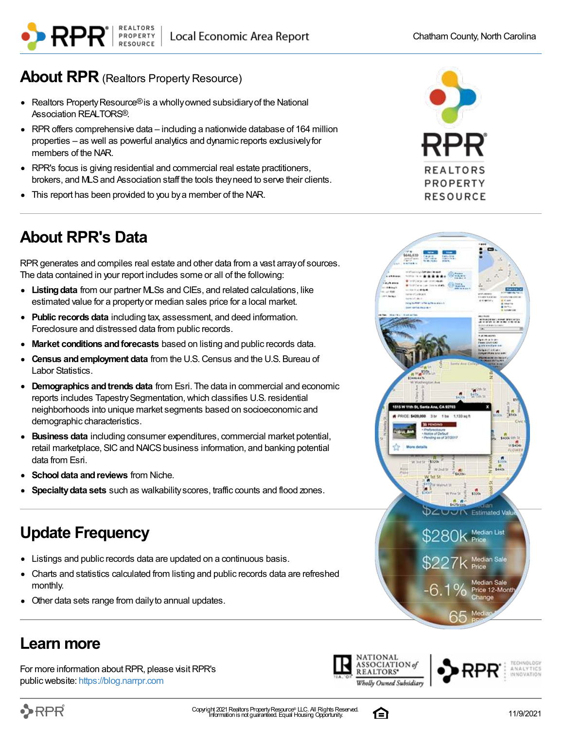## About RPR (Realtors Property Resource)

- Realtors Property Resource® is a wholly owned subsidiary of the National Association REALTORS®.
- RPR offers comprehensive data – including a nationwide database of 164 million properties – as well as powerful analytics and dynamic reports exclusively for members of the NAR.
- RPR's focus is giving residential and commercial real estate practitioners, brokers, and MLS and Association staff the tools they need to serve their clients.
- This report has been provided to you by a member of the NAR.

## About RPR's Data

RPR generates and compiles real estate and other data from a vast array of sources. The data contained in your report includes some or all of the following:

- **Listing data** from our partner MLSs and CIEs, and related calculations, like estimated value for a property or median sales price for a local market.
- **Public records data** including tax, assessment, and deed information. Foreclosure and distressed data from public records.
- **Market conditions and forecasts** based on listing and public records data.
- **Census and employment data** from the U.S. Census and the U.S. Bureau of Labor Statistics.
- **Demographics and trends data** from Esri. The data in commercial and economic reports includes Tapestry Segmentation, which classifies U.S. residential neighborhoods into unique market segments based on socioeconomic and demographic characteristics.
- **Business data** including consumer expenditures, commercial market potential, retail marketplace, SIC and NAICS business information, and banking potential data from Esri.
- **School data and reviews** from Niche.
- **Specialty data sets** such as walkability scores, traffic counts and flood zones.

## Update Frequency

- Listings and public records data are updated on a continuous basis.
- Charts and statistics calculated from listing and public records data are refreshed monthly.
- Other data sets range from daily to annual updates.

## Learn more

For more information about RPR, please visit RPR's public website: https://blog.narrpr.com